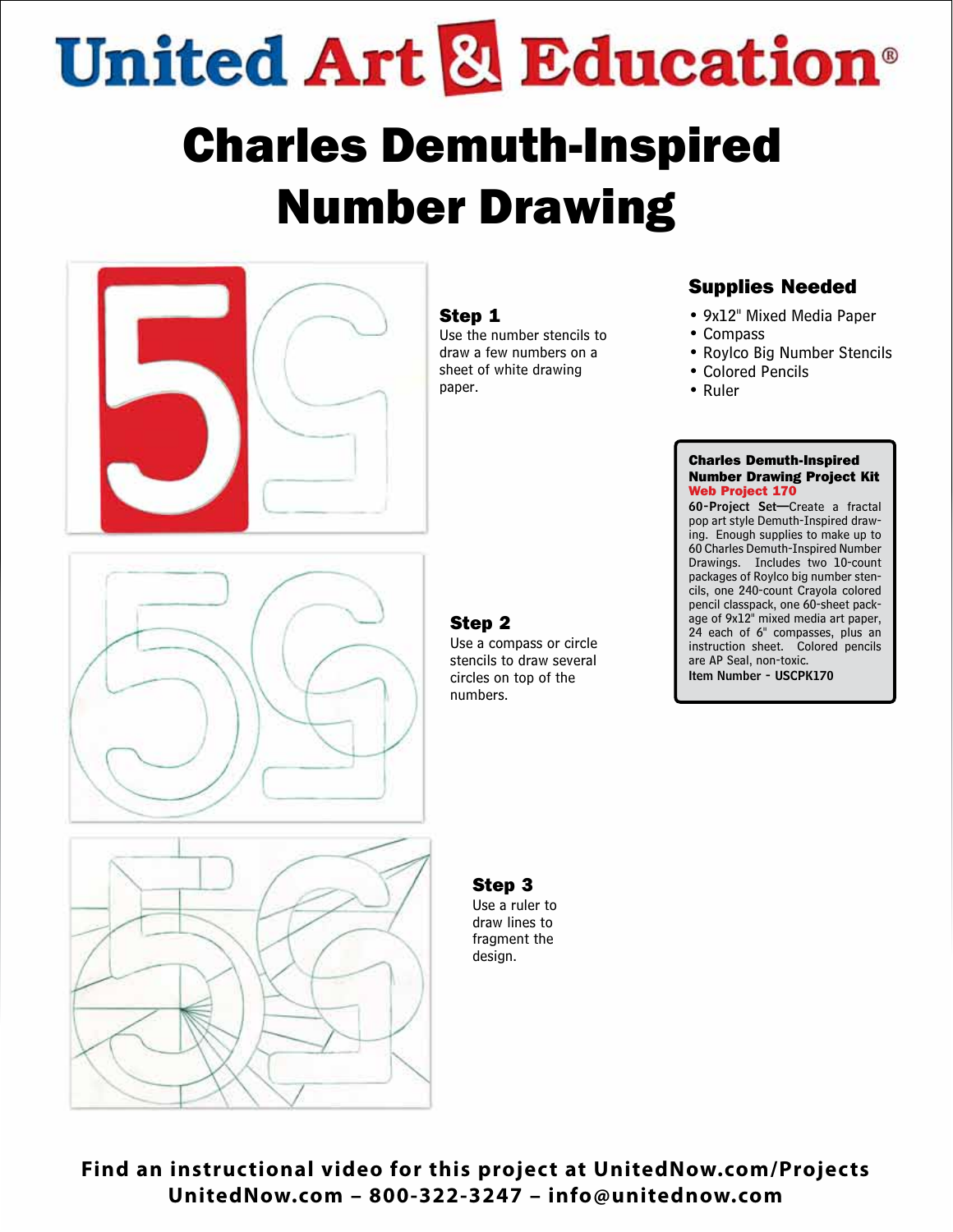# United Art & Education®

# Charles Demuth-Inspired Number Drawing

### Step 1

Use the number stencils to draw a few numbers on a sheet of white drawing paper.

### Step 2

Use a compass or circle stencils to draw several circles on top of the numbers.

### Step 3

Use a ruler to draw lines to fragment the design.

### Supplies Needed

- 9x12" Mixed Media Paper
- Compass
- Roylco Big Number Stencils
- Colored Pencils
- Ruler

**Charles Demuth-Inspired Number Drawing Project Kit**
**Web Project 170**

**60-Project Set**—Create a fractal pop art style Demuth-Inspired drawing. Enough supplies to make up to 60 Charles Demuth-Inspired Number Drawings. Includes two 10-count packages of Roylco big number stencils, one 240-count Crayola colored pencil classpack, one 60-sheet package of 9x12" mixed media art paper, 24 each of 6" compasses, plus an instruction sheet. Colored pencils are AP Seal, non-toxic.

**Item Number - USCPK170**

**Find an instructional video for this project at UnitedNow.com/Projects**
**UnitedNow.com – 800-322-3247 – info@unitednow.com**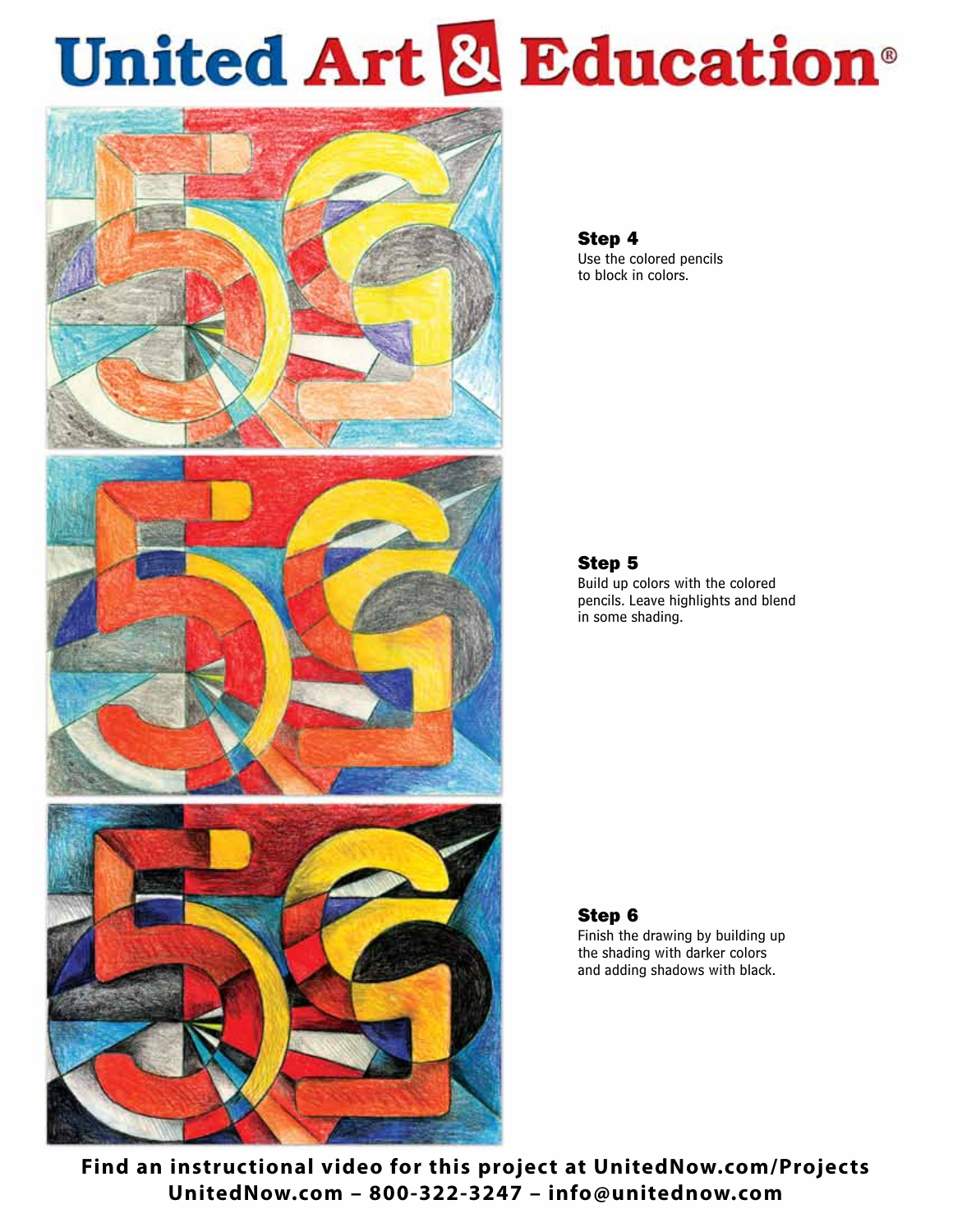# United Art & Education®

### Step 4

Use the colored pencils to block in colors.

### Step 5

Build up colors with the colored pencils. Leave highlights and blend in some shading.

### Step 6

Finish the drawing by building up the shading with darker colors and adding shadows with black.

**Find an instructional video for this project at UnitedNow.com/Projects**

**UnitedNow.com – 800-322-3247 – info@unitednow.com**